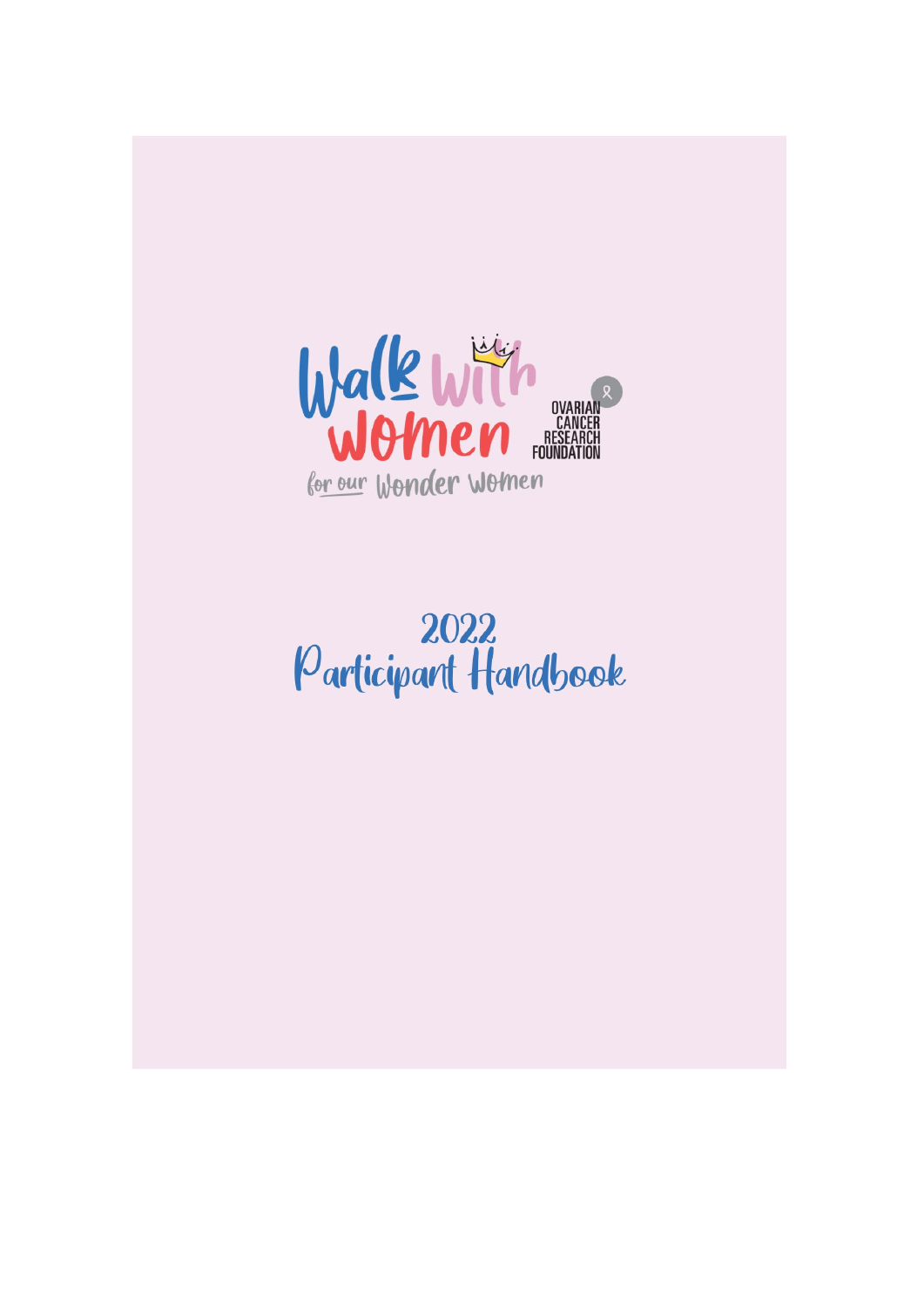# Walk with Women

for our Wonder Women

OVARIAN CANCER RESEARCH FOUNDATION

# 2022 Participant Handbook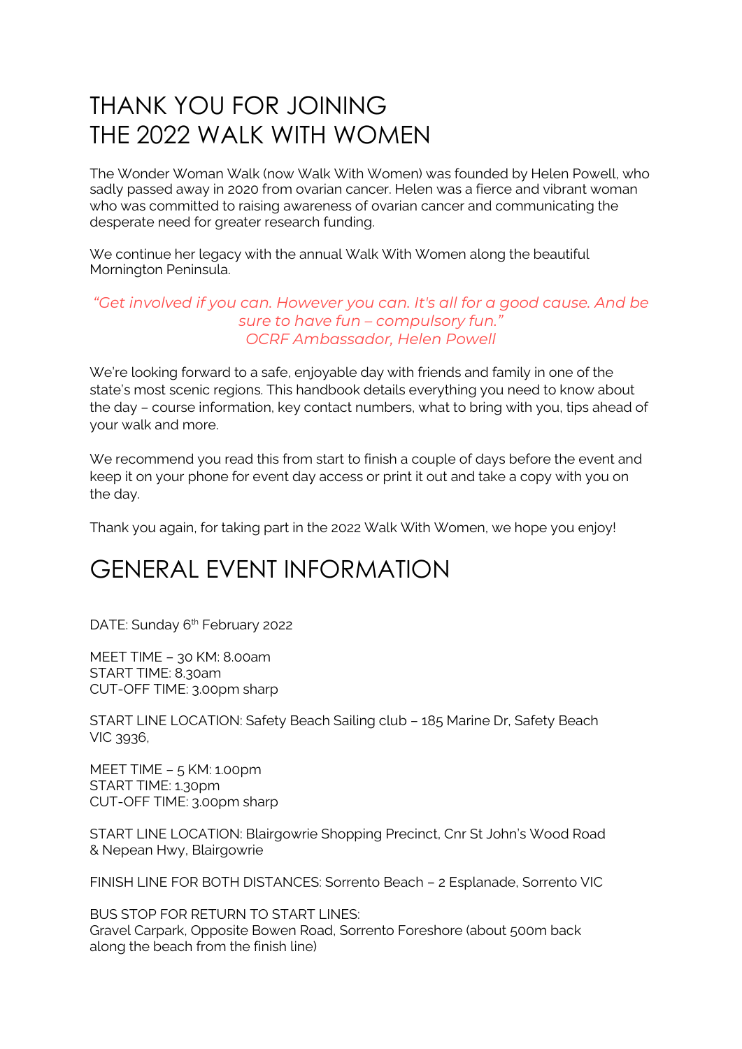# THANK YOU FOR JOINING THE 2022 WALK WITH WOMEN

The Wonder Woman Walk (now Walk With Women) was founded by Helen Powell, who sadly passed away in 2020 from ovarian cancer. Helen was a fierce and vibrant woman who was committed to raising awareness of ovarian cancer and communicating the desperate need for greater research funding.

We continue her legacy with the annual Walk With Women along the beautiful Mornington Peninsula.

*"Get involved if you can. However you can. It's all for a good cause. And be sure to have fun – compulsory fun."*
*OCRF Ambassador, Helen Powell*

We're looking forward to a safe, enjoyable day with friends and family in one of the state's most scenic regions. This handbook details everything you need to know about the day – course information, key contact numbers, what to bring with you, tips ahead of your walk and more.

We recommend you read this from start to finish a couple of days before the event and keep it on your phone for event day access or print it out and take a copy with you on the day.

Thank you again, for taking part in the 2022 Walk With Women, we hope you enjoy!

# GENERAL EVENT INFORMATION

DATE: Sunday 6th February 2022

MEET TIME – 30 KM: 8.00am
START TIME: 8.30am
CUT-OFF TIME: 3.00pm sharp

START LINE LOCATION: Safety Beach Sailing club – 185 Marine Dr, Safety Beach VIC 3936,

MEET TIME – 5 KM: 1.00pm
START TIME: 1.30pm
CUT-OFF TIME: 3.00pm sharp

START LINE LOCATION: Blairgowrie Shopping Precinct, Cnr St John's Wood Road & Nepean Hwy, Blairgowrie

FINISH LINE FOR BOTH DISTANCES: Sorrento Beach – 2 Esplanade, Sorrento VIC

BUS STOP FOR RETURN TO START LINES:
Gravel Carpark, Opposite Bowen Road, Sorrento Foreshore (about 500m back along the beach from the finish line)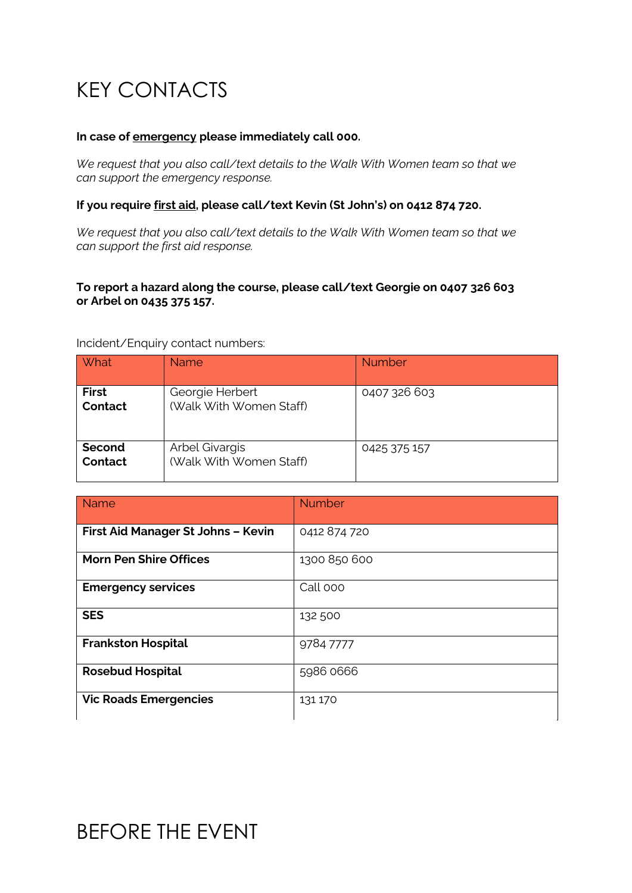# KEY CONTACTS

**In case of emergency please immediately call 000.**

*We request that you also call/text details to the Walk With Women team so that we can support the emergency response.*

**If you require first aid, please call/text Kevin (St John's) on 0412 874 720.**

*We request that you also call/text details to the Walk With Women team so that we can support the first aid response.*

**To report a hazard along the course, please call/text Georgie on 0407 326 603 or Arbel on 0435 375 157.**

Incident/Enquiry contact numbers:

| What | Name | Number |
|---|---|---|
| **First Contact** | Georgie Herbert (Walk With Women Staff) | 0407 326 603 |
| **Second Contact** | Arbel Givargis (Walk With Women Staff) | 0425 375 157 |

| Name | Number |
|---|---|
| **First Aid Manager St Johns – Kevin** | 0412 874 720 |
| **Morn Pen Shire Offices** | 1300 850 600 |
| **Emergency services** | Call 000 |
| **SES** | 132 500 |
| **Frankston Hospital** | 9784 7777 |
| **Rosebud Hospital** | 5986 0666 |
| **Vic Roads Emergencies** | 131 170 |

# BEFORE THE EVENT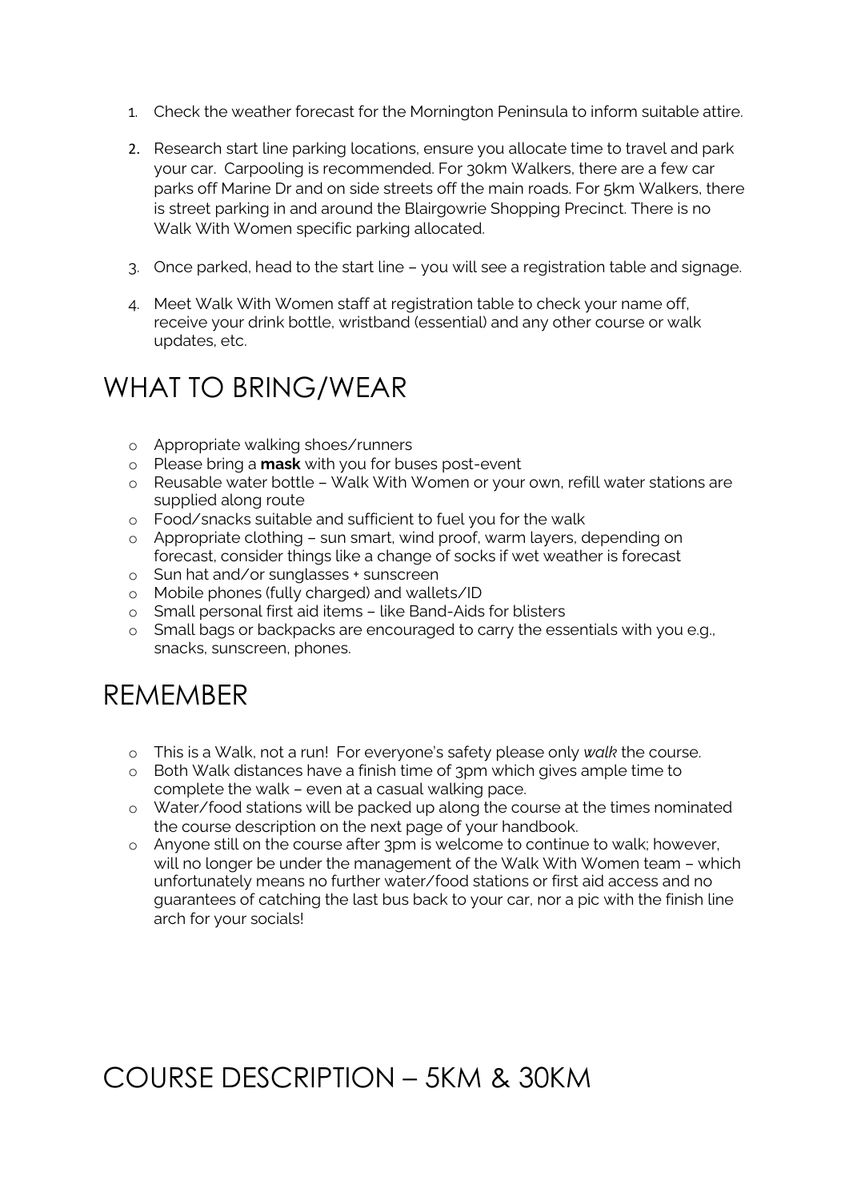1. Check the weather forecast for the Mornington Peninsula to inform suitable attire.
2. Research start line parking locations, ensure you allocate time to travel and park your car. Carpooling is recommended. For 30km Walkers, there are a few car parks off Marine Dr and on side streets off the main roads. For 5km Walkers, there is street parking in and around the Blairgowrie Shopping Precinct. There is no Walk With Women specific parking allocated.
3. Once parked, head to the start line – you will see a registration table and signage.
4. Meet Walk With Women staff at registration table to check your name off, receive your drink bottle, wristband (essential) and any other course or walk updates, etc.

## WHAT TO BRING/WEAR

- Appropriate walking shoes/runners
- Please bring a **mask** with you for buses post-event
- Reusable water bottle – Walk With Women or your own, refill water stations are supplied along route
- Food/snacks suitable and sufficient to fuel you for the walk
- Appropriate clothing – sun smart, wind proof, warm layers, depending on forecast, consider things like a change of socks if wet weather is forecast
- Sun hat and/or sunglasses + sunscreen
- Mobile phones (fully charged) and wallets/ID
- Small personal first aid items – like Band-Aids for blisters
- Small bags or backpacks are encouraged to carry the essentials with you e.g., snacks, sunscreen, phones.

## REMEMBER

- This is a Walk, not a run! For everyone's safety please only *walk* the course.
- Both Walk distances have a finish time of 3pm which gives ample time to complete the walk – even at a casual walking pace.
- Water/food stations will be packed up along the course at the times nominated the course description on the next page of your handbook.
- Anyone still on the course after 3pm is welcome to continue to walk; however, will no longer be under the management of the Walk With Women team – which unfortunately means no further water/food stations or first aid access and no guarantees of catching the last bus back to your car, nor a pic with the finish line arch for your socials!

## COURSE DESCRIPTION – 5KM & 30KM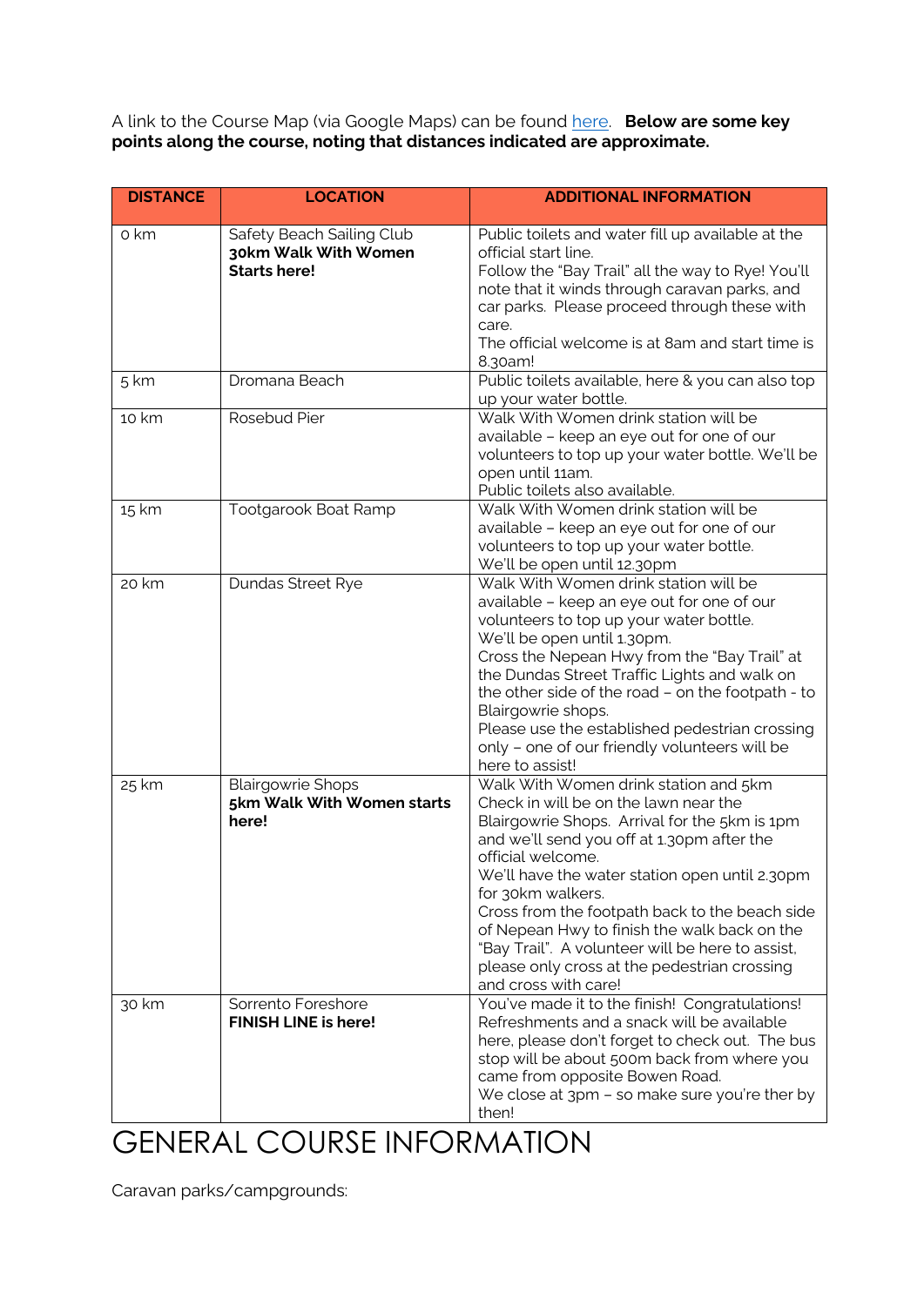A link to the Course Map (via Google Maps) can be found here. **Below are some key points along the course, noting that distances indicated are approximate.**

| DISTANCE | LOCATION | ADDITIONAL INFORMATION |
|---|---|---|
| 0 km | Safety Beach Sailing Club **30km Walk With Women Starts here!** | Public toilets and water fill up available at the official start line. Follow the "Bay Trail" all the way to Rye! You'll note that it winds through caravan parks, and car parks. Please proceed through these with care. The official welcome is at 8am and start time is 8.30am! |
| 5 km | Dromana Beach | Public toilets available, here & you can also top up your water bottle. |
| 10 km | Rosebud Pier | Walk With Women drink station will be available – keep an eye out for one of our volunteers to top up your water bottle. We'll be open until 11am. Public toilets also available. |
| 15 km | Tootgarook Boat Ramp | Walk With Women drink station will be available – keep an eye out for one of our volunteers to top up your water bottle. We'll be open until 12.30pm |
| 20 km | Dundas Street Rye | Walk With Women drink station will be available – keep an eye out for one of our volunteers to top up your water bottle. We'll be open until 1.30pm. Cross the Nepean Hwy from the "Bay Trail" at the Dundas Street Traffic Lights and walk on the other side of the road – on the footpath - to Blairgowrie shops. Please use the established pedestrian crossing only – one of our friendly volunteers will be here to assist! |
| 25 km | Blairgowrie Shops **5km Walk With Women starts here!** | Walk With Women drink station and 5km Check in will be on the lawn near the Blairgowrie Shops. Arrival for the 5km is 1pm and we'll send you off at 1.30pm after the official welcome. We'll have the water station open until 2.30pm for 30km walkers. Cross from the footpath back to the beach side of Nepean Hwy to finish the walk back on the "Bay Trail". A volunteer will be here to assist, please only cross at the pedestrian crossing and cross with care! |
| 30 km | Sorrento Foreshore **FINISH LINE is here!** | You've made it to the finish! Congratulations! Refreshments and a snack will be available here, please don't forget to check out. The bus stop will be about 500m back from where you came from opposite Bowen Road. We close at 3pm – so make sure you're ther by then! |

# GENERAL COURSE INFORMATION

Caravan parks/campgrounds: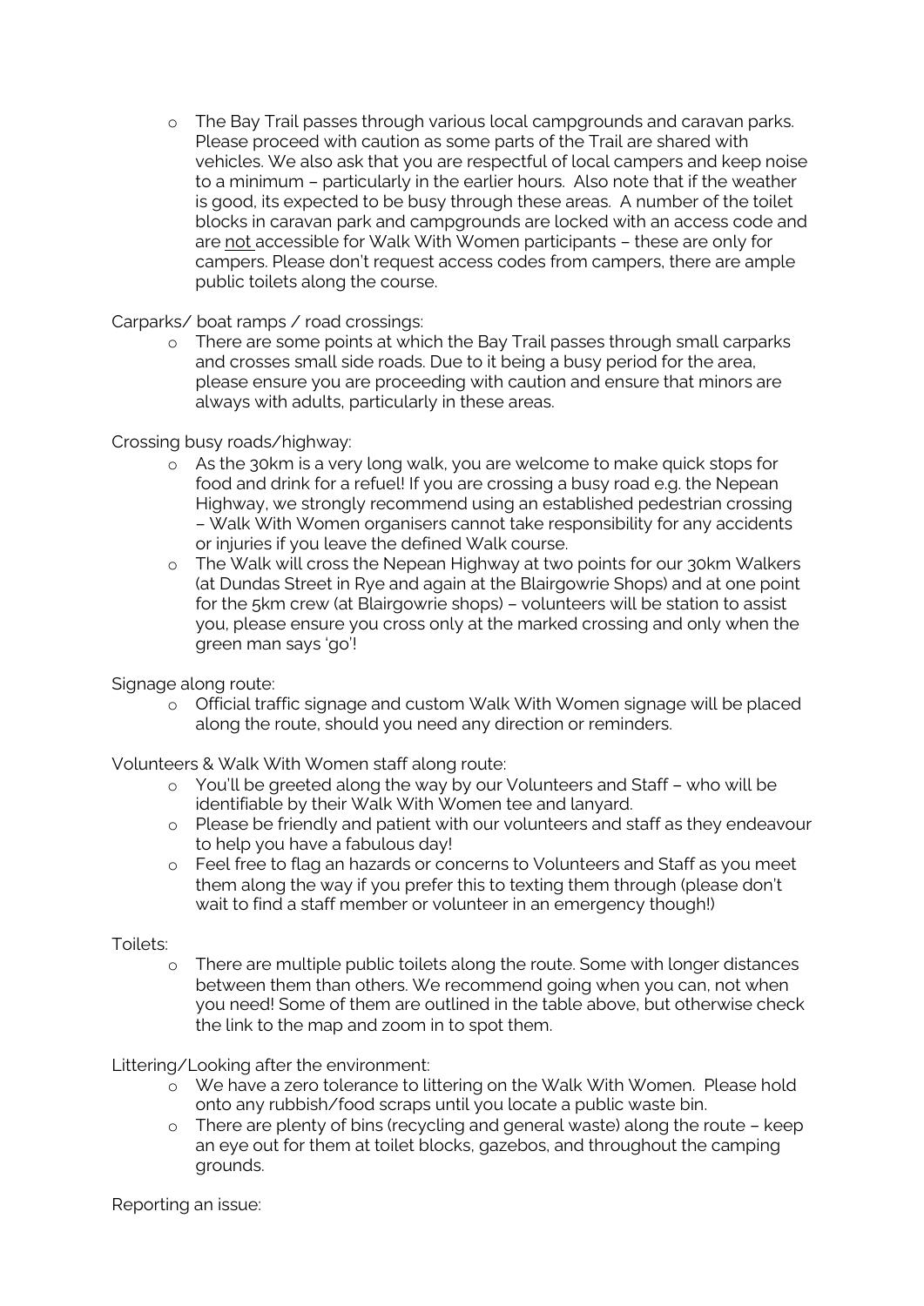- The Bay Trail passes through various local campgrounds and caravan parks. Please proceed with caution as some parts of the Trail are shared with vehicles. We also ask that you are respectful of local campers and keep noise to a minimum – particularly in the earlier hours. Also note that if the weather is good, its expected to be busy through these areas. A number of the toilet blocks in caravan park and campgrounds are locked with an access code and are <u>not</u> accessible for Walk With Women participants – these are only for campers. Please don't request access codes from campers, there are ample public toilets along the course.

Carparks/ boat ramps / road crossings:

- There are some points at which the Bay Trail passes through small carparks and crosses small side roads. Due to it being a busy period for the area, please ensure you are proceeding with caution and ensure that minors are always with adults, particularly in these areas.

Crossing busy roads/highway:

- As the 30km is a very long walk, you are welcome to make quick stops for food and drink for a refuel! If you are crossing a busy road e.g. the Nepean Highway, we strongly recommend using an established pedestrian crossing – Walk With Women organisers cannot take responsibility for any accidents or injuries if you leave the defined Walk course.
- The Walk will cross the Nepean Highway at two points for our 30km Walkers (at Dundas Street in Rye and again at the Blairgowrie Shops) and at one point for the 5km crew (at Blairgowrie shops) – volunteers will be station to assist you, please ensure you cross only at the marked crossing and only when the green man says 'go'!

Signage along route:

- Official traffic signage and custom Walk With Women signage will be placed along the route, should you need any direction or reminders.

Volunteers & Walk With Women staff along route:

- You'll be greeted along the way by our Volunteers and Staff – who will be identifiable by their Walk With Women tee and lanyard.
- Please be friendly and patient with our volunteers and staff as they endeavour to help you have a fabulous day!
- Feel free to flag an hazards or concerns to Volunteers and Staff as you meet them along the way if you prefer this to texting them through (please don't wait to find a staff member or volunteer in an emergency though!)

Toilets:

- There are multiple public toilets along the route. Some with longer distances between them than others. We recommend going when you can, not when you need! Some of them are outlined in the table above, but otherwise check the link to the map and zoom in to spot them.

Littering/Looking after the environment:

- We have a zero tolerance to littering on the Walk With Women. Please hold onto any rubbish/food scraps until you locate a public waste bin.
- There are plenty of bins (recycling and general waste) along the route – keep an eye out for them at toilet blocks, gazebos, and throughout the camping grounds.

Reporting an issue: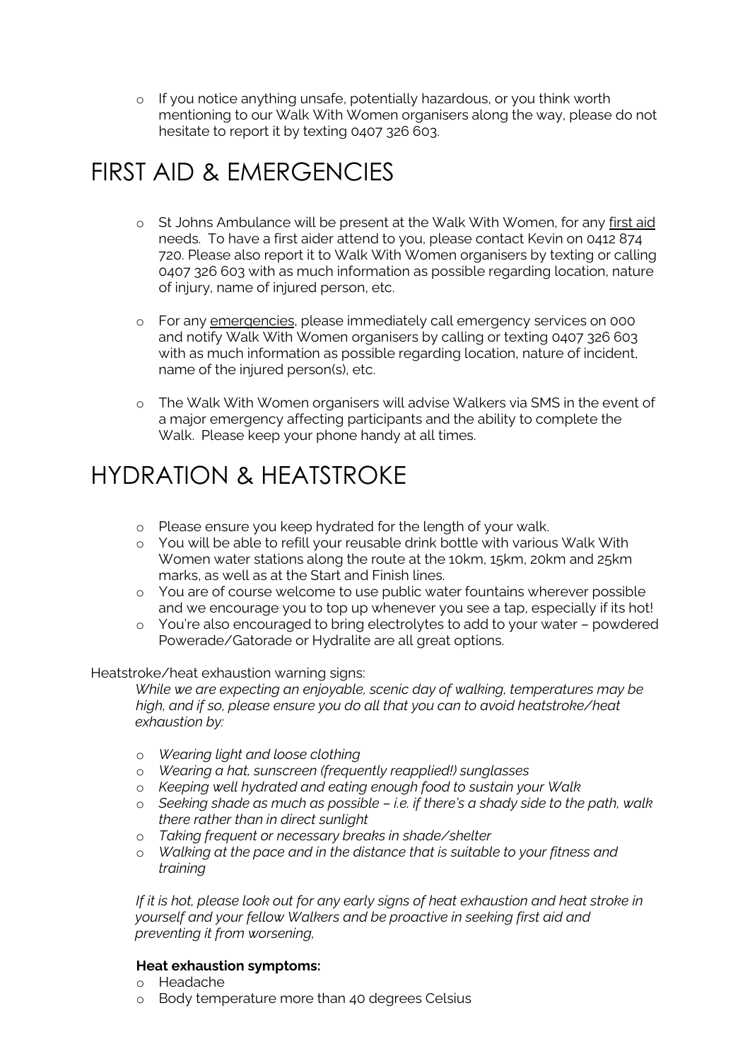- If you notice anything unsafe, potentially hazardous, or you think worth mentioning to our Walk With Women organisers along the way, please do not hesitate to report it by texting 0407 326 603.

# FIRST AID & EMERGENCIES

- St Johns Ambulance will be present at the Walk With Women, for any first aid needs. To have a first aider attend to you, please contact Kevin on 0412 874 720. Please also report it to Walk With Women organisers by texting or calling 0407 326 603 with as much information as possible regarding location, nature of injury, name of injured person, etc.

- For any emergencies, please immediately call emergency services on 000 and notify Walk With Women organisers by calling or texting 0407 326 603 with as much information as possible regarding location, nature of incident, name of the injured person(s), etc.

- The Walk With Women organisers will advise Walkers via SMS in the event of a major emergency affecting participants and the ability to complete the Walk. Please keep your phone handy at all times.

# HYDRATION & HEATSTROKE

- Please ensure you keep hydrated for the length of your walk.
- You will be able to refill your reusable drink bottle with various Walk With Women water stations along the route at the 10km, 15km, 20km and 25km marks, as well as at the Start and Finish lines.
- You are of course welcome to use public water fountains wherever possible and we encourage you to top up whenever you see a tap, especially if its hot!
- You're also encouraged to bring electrolytes to add to your water – powdered Powerade/Gatorade or Hydralite are all great options.

Heatstroke/heat exhaustion warning signs:

*While we are expecting an enjoyable, scenic day of walking, temperatures may be high, and if so, please ensure you do all that you can to avoid heatstroke/heat exhaustion by:*

- *Wearing light and loose clothing*
- *Wearing a hat, sunscreen (frequently reapplied!) sunglasses*
- *Keeping well hydrated and eating enough food to sustain your Walk*
- *Seeking shade as much as possible – i.e. if there's a shady side to the path, walk there rather than in direct sunlight*
- *Taking frequent or necessary breaks in shade/shelter*
- *Walking at the pace and in the distance that is suitable to your fitness and training*

*If it is hot, please look out for any early signs of heat exhaustion and heat stroke in yourself and your fellow Walkers and be proactive in seeking first aid and preventing it from worsening,*

**Heat exhaustion symptoms:**

- Headache
- Body temperature more than 40 degrees Celsius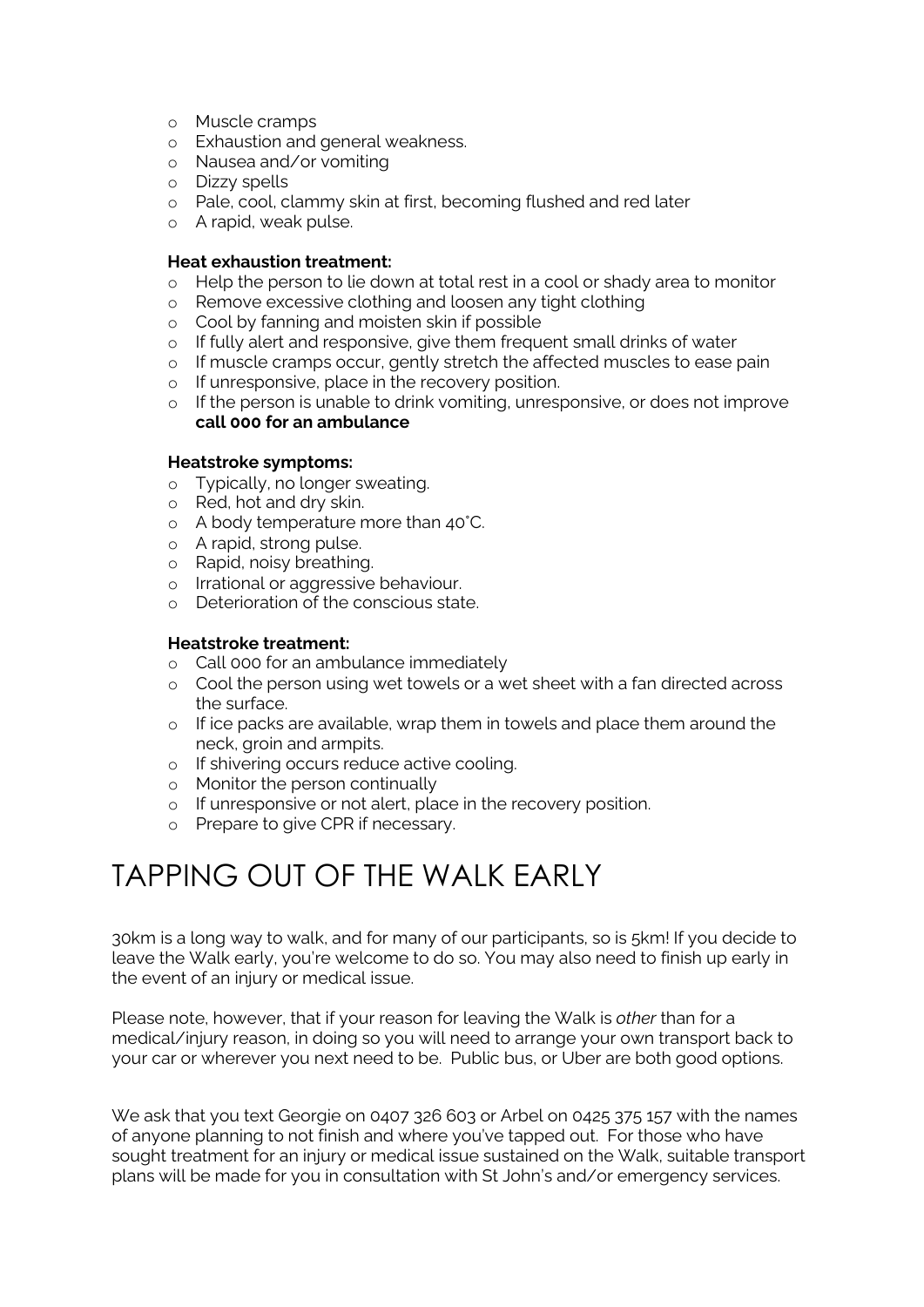- Muscle cramps
- Exhaustion and general weakness.
- Nausea and/or vomiting
- Dizzy spells
- Pale, cool, clammy skin at first, becoming flushed and red later
- A rapid, weak pulse.

**Heat exhaustion treatment:**

- Help the person to lie down at total rest in a cool or shady area to monitor
- Remove excessive clothing and loosen any tight clothing
- Cool by fanning and moisten skin if possible
- If fully alert and responsive, give them frequent small drinks of water
- If muscle cramps occur, gently stretch the affected muscles to ease pain
- If unresponsive, place in the recovery position.
- If the person is unable to drink vomiting, unresponsive, or does not improve **call 000 for an ambulance**

**Heatstroke symptoms:**

- Typically, no longer sweating.
- Red, hot and dry skin.
- A body temperature more than 40°C.
- A rapid, strong pulse.
- Rapid, noisy breathing.
- Irrational or aggressive behaviour.
- Deterioration of the conscious state.

**Heatstroke treatment:**

- Call 000 for an ambulance immediately
- Cool the person using wet towels or a wet sheet with a fan directed across the surface.
- If ice packs are available, wrap them in towels and place them around the neck, groin and armpits.
- If shivering occurs reduce active cooling.
- Monitor the person continually
- If unresponsive or not alert, place in the recovery position.
- Prepare to give CPR if necessary.

# TAPPING OUT OF THE WALK EARLY

30km is a long way to walk, and for many of our participants, so is 5km! If you decide to leave the Walk early, you're welcome to do so. You may also need to finish up early in the event of an injury or medical issue.

Please note, however, that if your reason for leaving the Walk is *other* than for a medical/injury reason, in doing so you will need to arrange your own transport back to your car or wherever you next need to be. Public bus, or Uber are both good options.

We ask that you text Georgie on 0407 326 603 or Arbel on 0425 375 157 with the names of anyone planning to not finish and where you've tapped out. For those who have sought treatment for an injury or medical issue sustained on the Walk, suitable transport plans will be made for you in consultation with St John's and/or emergency services.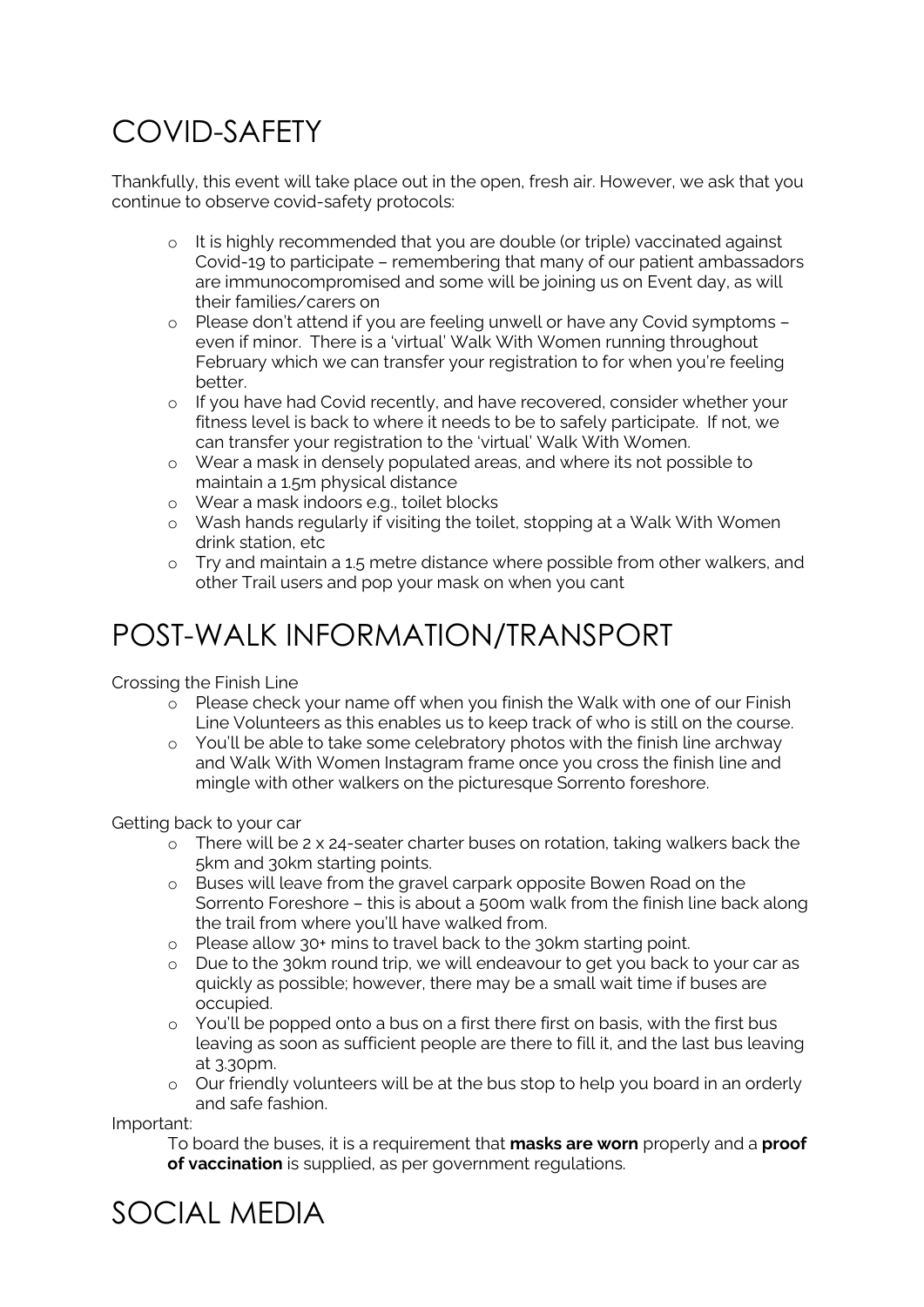# COVID-SAFETY

Thankfully, this event will take place out in the open, fresh air. However, we ask that you continue to observe covid-safety protocols:

- It is highly recommended that you are double (or triple) vaccinated against Covid-19 to participate – remembering that many of our patient ambassadors are immunocompromised and some will be joining us on Event day, as will their families/carers on
- Please don't attend if you are feeling unwell or have any Covid symptoms – even if minor. There is a 'virtual' Walk With Women running throughout February which we can transfer your registration to for when you're feeling better.
- If you have had Covid recently, and have recovered, consider whether your fitness level is back to where it needs to be to safely participate. If not, we can transfer your registration to the 'virtual' Walk With Women.
- Wear a mask in densely populated areas, and where its not possible to maintain a 1.5m physical distance
- Wear a mask indoors e.g., toilet blocks
- Wash hands regularly if visiting the toilet, stopping at a Walk With Women drink station, etc
- Try and maintain a 1.5 metre distance where possible from other walkers, and other Trail users and pop your mask on when you cant

# POST-WALK INFORMATION/TRANSPORT

Crossing the Finish Line

- Please check your name off when you finish the Walk with one of our Finish Line Volunteers as this enables us to keep track of who is still on the course.
- You'll be able to take some celebratory photos with the finish line archway and Walk With Women Instagram frame once you cross the finish line and mingle with other walkers on the picturesque Sorrento foreshore.

Getting back to your car

- There will be 2 x 24-seater charter buses on rotation, taking walkers back the 5km and 30km starting points.
- Buses will leave from the gravel carpark opposite Bowen Road on the Sorrento Foreshore – this is about a 500m walk from the finish line back along the trail from where you'll have walked from.
- Please allow 30+ mins to travel back to the 30km starting point.
- Due to the 30km round trip, we will endeavour to get you back to your car as quickly as possible; however, there may be a small wait time if buses are occupied.
- You'll be popped onto a bus on a first there first on basis, with the first bus leaving as soon as sufficient people are there to fill it, and the last bus leaving at 3.30pm.
- Our friendly volunteers will be at the bus stop to help you board in an orderly and safe fashion.

Important:

To board the buses, it is a requirement that **masks are worn** properly and a **proof of vaccination** is supplied, as per government regulations.

# SOCIAL MEDIA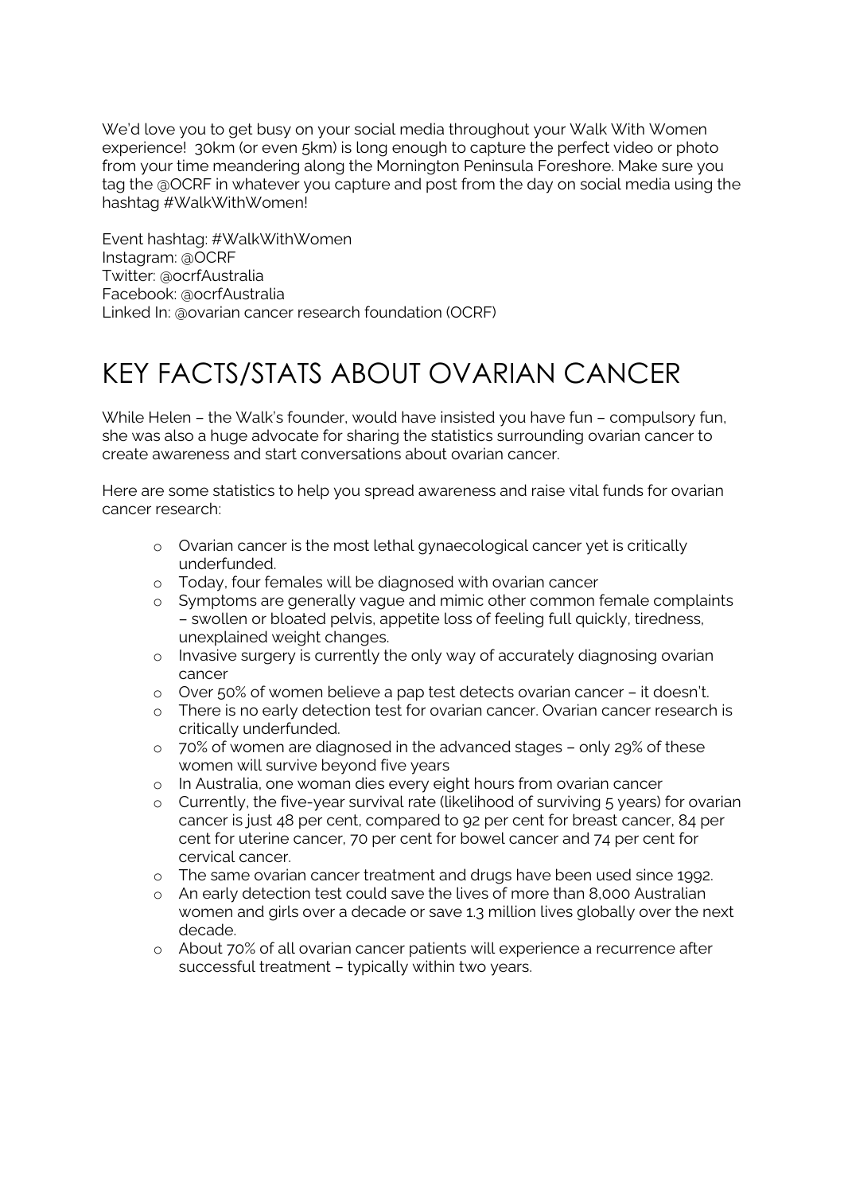We'd love you to get busy on your social media throughout your Walk With Women experience! 30km (or even 5km) is long enough to capture the perfect video or photo from your time meandering along the Mornington Peninsula Foreshore. Make sure you tag the @OCRF in whatever you capture and post from the day on social media using the hashtag #WalkWithWomen!

Event hashtag: #WalkWithWomen
Instagram: @OCRF
Twitter: @ocrfAustralia
Facebook: @ocrfAustralia
Linked In: @ovarian cancer research foundation (OCRF)

# KEY FACTS/STATS ABOUT OVARIAN CANCER

While Helen – the Walk's founder, would have insisted you have fun – compulsory fun, she was also a huge advocate for sharing the statistics surrounding ovarian cancer to create awareness and start conversations about ovarian cancer.

Here are some statistics to help you spread awareness and raise vital funds for ovarian cancer research:

- Ovarian cancer is the most lethal gynaecological cancer yet is critically underfunded.
- Today, four females will be diagnosed with ovarian cancer
- Symptoms are generally vague and mimic other common female complaints – swollen or bloated pelvis, appetite loss of feeling full quickly, tiredness, unexplained weight changes.
- Invasive surgery is currently the only way of accurately diagnosing ovarian cancer
- Over 50% of women believe a pap test detects ovarian cancer – it doesn't.
- There is no early detection test for ovarian cancer. Ovarian cancer research is critically underfunded.
- 70% of women are diagnosed in the advanced stages – only 29% of these women will survive beyond five years
- In Australia, one woman dies every eight hours from ovarian cancer
- Currently, the five-year survival rate (likelihood of surviving 5 years) for ovarian cancer is just 48 per cent, compared to 92 per cent for breast cancer, 84 per cent for uterine cancer, 70 per cent for bowel cancer and 74 per cent for cervical cancer.
- The same ovarian cancer treatment and drugs have been used since 1992.
- An early detection test could save the lives of more than 8,000 Australian women and girls over a decade or save 1.3 million lives globally over the next decade.
- About 70% of all ovarian cancer patients will experience a recurrence after successful treatment – typically within two years.